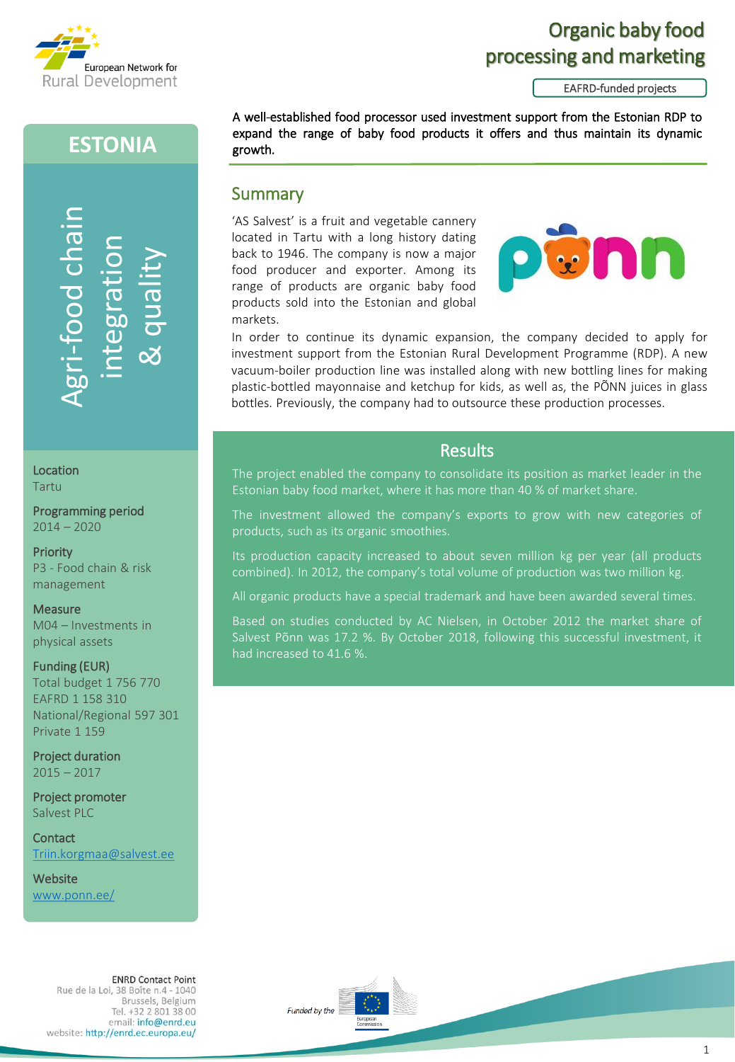# Organic baby food processing and marketing

EAFRD-funded projects

## ESTONIA

**Agri-food chain integration & quality**

**Location**
Tartu

**Programming period**
2014 – 2020

**Priority**
P3 - Food chain & risk management

**Measure**
M04 – Investments in physical assets

**Funding (EUR)**
Total budget 1 756 770
EAFRD 1 158 310
National/Regional 597 301
Private 1 159

**Project duration**
2015 – 2017

**Project promoter**
Salvest PLC

**Contact**
Triin.korgmaa@salvest.ee

**Website**
www.ponn.ee/

**A well-established food processor used investment support from the Estonian RDP to expand the range of baby food products it offers and thus maintain its dynamic growth.**

## Summary

'AS Salvest' is a fruit and vegetable cannery located in Tartu with a long history dating back to 1946. The company is now a major food producer and exporter. Among its range of products are organic baby food products sold into the Estonian and global markets.

In order to continue its dynamic expansion, the company decided to apply for investment support from the Estonian Rural Development Programme (RDP). A new vacuum-boiler production line was installed along with new bottling lines for making plastic-bottled mayonnaise and ketchup for kids, as well as, the PÕNN juices in glass bottles. Previously, the company had to outsource these production processes.

## Results

The project enabled the company to consolidate its position as market leader in the Estonian baby food market, where it has more than 40 % of market share.

The investment allowed the company's exports to grow with new categories of products, such as its organic smoothies.

Its production capacity increased to about seven million kg per year (all products combined). In 2012, the company's total volume of production was two million kg.

All organic products have a special trademark and have been awarded several times.

Based on studies conducted by AC Nielsen, in October 2012 the market share of Salvest Põnn was 17.2 %. By October 2018, following this successful investment, it had increased to 41.6 %.

ENRD Contact Point
Rue de la Loi, 38 Boîte n.4 - 1040
Brussels, Belgium
Tel. +32 2 801 38 00
email: info@enrd.eu
website: http://enrd.ec.europa.eu/

Funded by the European Commission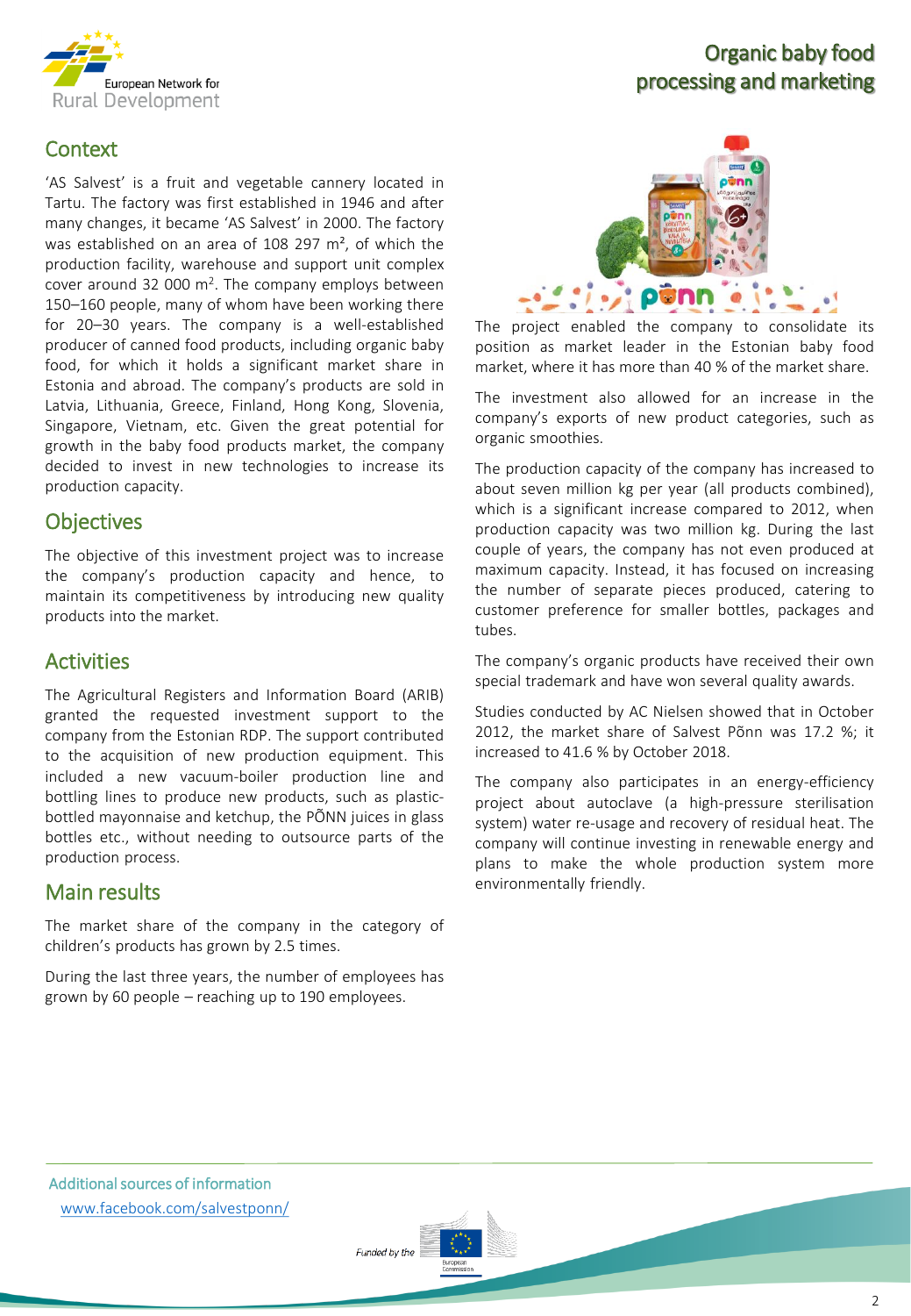# Organic baby food processing and marketing

## Context

'AS Salvest' is a fruit and vegetable cannery located in Tartu. The factory was first established in 1946 and after many changes, it became 'AS Salvest' in 2000. The factory was established on an area of 108 297 m², of which the production facility, warehouse and support unit complex cover around 32 000 m². The company employs between 150–160 people, many of whom have been working there for 20–30 years. The company is a well-established producer of canned food products, including organic baby food, for which it holds a significant market share in Estonia and abroad. The company's products are sold in Latvia, Lithuania, Greece, Finland, Hong Kong, Slovenia, Singapore, Vietnam, etc. Given the great potential for growth in the baby food products market, the company decided to invest in new technologies to increase its production capacity.

## Objectives

The objective of this investment project was to increase the company's production capacity and hence, to maintain its competitiveness by introducing new quality products into the market.

## Activities

The Agricultural Registers and Information Board (ARIB) granted the requested investment support to the company from the Estonian RDP. The support contributed to the acquisition of new production equipment. This included a new vacuum-boiler production line and bottling lines to produce new products, such as plastic-bottled mayonnaise and ketchup, the PÕNN juices in glass bottles etc., without needing to outsource parts of the production process.

## Main results

The market share of the company in the category of children's products has grown by 2.5 times.

During the last three years, the number of employees has grown by 60 people – reaching up to 190 employees.

The project enabled the company to consolidate its position as market leader in the Estonian baby food market, where it has more than 40 % of the market share.

The investment also allowed for an increase in the company's exports of new product categories, such as organic smoothies.

The production capacity of the company has increased to about seven million kg per year (all products combined), which is a significant increase compared to 2012, when production capacity was two million kg. During the last couple of years, the company has not even produced at maximum capacity. Instead, it has focused on increasing the number of separate pieces produced, catering to customer preference for smaller bottles, packages and tubes.

The company's organic products have received their own special trademark and have won several quality awards.

Studies conducted by AC Nielsen showed that in October 2012, the market share of Salvest Põnn was 17.2 %; it increased to 41.6 % by October 2018.

The company also participates in an energy-efficiency project about autoclave (a high-pressure sterilisation system) water re-usage and recovery of residual heat. The company will continue investing in renewable energy and plans to make the whole production system more environmentally friendly.

### Additional sources of information

www.facebook.com/salvestponn/